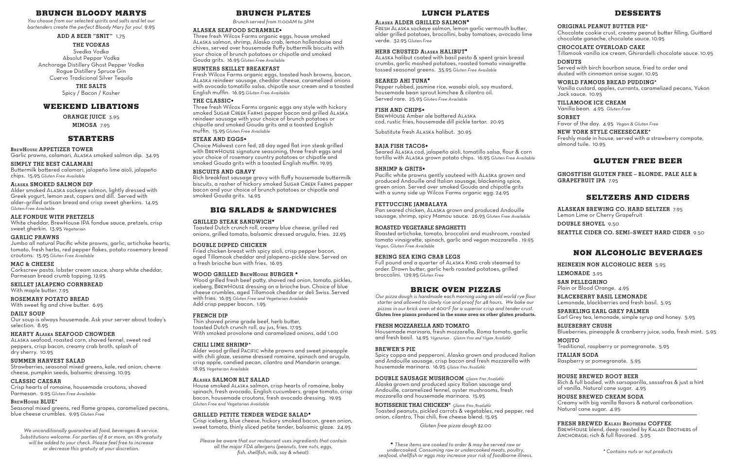## BRUNCH BLOODY MARYS

*You choose from our selected spirits and salts and let our bartenders create the perfect Bloody Mary for you!* 9.95

**ADD A BEER "SNIT"** 1.75

**THE VODKAS**

Svedka Vodka
Absolut Peppar Vodka
Anchorage Distillery Ghost Pepper Vodka
Rogue Distillery Spruce Gin
Cuervo Tradicional Silver Tequila

**THE SALTS**

Spicy / Bacon / Kosher

## WEEKEND LIBATIONS

**ORANGE JUICE** 3.95

**MIMOSA** 7.95

## STARTERS

**BREWHOUSE APPETIZER TOWER**
Garlic prawns, calamari, Alaska smoked salmon dip. 34.95

**SIMPLY THE BEST CALAMARI**
Buttermilk battered calamari, jalapeño lime aïoli, jalapeño chips. 15.95 *Gluten Free Available*

**ALASKA SMOKED SALMON DIP**
Alder smoked Alaska sockeye salmon, lightly dressed with Greek yogurt, lemon zest, capers and dill. Served with alder-grilled artisan bread and crisp sweet gherkins. 14.95 *Gluten Free Available*

**ALE FONDUE WITH PRETZELS**
White cheddar, BrewHouse IPA fondue sauce, pretzels, crisp sweet gherkin. 13.95 *Vegetarian*

**GARLIC PRAWNS**
Jumbo all natural Pacific white prawns, garlic, artichoke hearts, tomato, fresh herbs, red pepper flakes, potato rosemary bread croutons. 15.95 *Gluten Free Available*

**MAC & CHEESE**
Corkscrew pasta, lobster cream sauce, sharp white cheddar, Parmesan bread crumb topping. 12.95

**SKILLET JALAPENO CORNBREAD**
With maple butter. 7.95

**ROSEMARY POTATO BREAD**
With sweet fig and chive butter. 6.95

**DAILY SOUP**
Our soup is always housemade. Ask your server about today's selection. 8.95

**HEARTY ALASKA SEAFOOD CHOWDER**
Alaska seafood, roasted corn, shaved fennel, sweet red peppers, crisp bacon, creamy crab broth, splash of dry sherry. 10.95

**SUMMER HARVEST SALAD**
Strawberries, seasonal mixed greens, kale, red onion, chevre cheese, pumpkin seeds, balsamic dressing. 10.95

**CLASSIC CAESAR**
Crisp hearts of romaine, housemade croutons, shaved Parmesan. 9.95 *Gluten Free Available*

**BREWHOUSE BLUE***
Seasonal mixed greens, red flame grapes, caramelized pecans, blue cheese crumbles. 9.95 *Gluten Free*

*We unconditionally guarantee all food, beverages & service. Substitutions welcome. For parties of 8 or more, an 18% gratuity will be added to your check. Please feel free to increase or decrease this gratuity at your discretion.*

## BRUNCH PLATES

*Brunch served from 11:00AM to 3PM*

**ALASKA SEAFOOD SCRAMBLE•**
Three fresh Wilcox Farms organic eggs, house smoked Alaska salmon, shrimp, Alaska crab, lemon hollandaise and chives, served over housemade fluffy buttermilk biscuits with your choice of brunch potatoes or chipotle and smoked Gouda grits. 16.95 *Gluten Free Available*

**HUNTERS SKILLET BREAKFAST**
Fresh Wilcox Farms organic eggs, toasted hash browns, bacon, Alaska reindeer sausage, cheddar cheese, caramelized onions with avocado tomatillo salsa, chipotle sour cream and a toasted English muffin. 16.95 *Gluten Free Available*

**THE CLASSIC•**
Three fresh Wilcox Farms organic eggs any style with hickory smoked Sugar Creek Farms pepper bacon and grilled Alaska reindeer sausage with your choice of brunch potatoes or chipotle and smoked Gouda grits and a toasted English muffin. 15.95 *Gluten Free Available*

**STEAK AND EGGS•**
Choice Midwest corn fed, 28 day aged flat iron steak grilled with BrewHouse signature seasoning, three fresh eggs and your choice of rosemary country potatoes or chipotle and smoked Gouda grits with a toasted English muffin. 19.95

**BISCUITS AND GRAVY**
Rich breakfast sausage gravy with fluffy housemade buttermilk biscuits, a rasher of hickory smoked Sugar Creek Farms pepper bacon and your choice of brunch potatoes or chipotle and smoked Gouda grits. 14.95

## BIG SALADS & SANDWICHES

**GRILLED STEAK SANDWICH•**
Toasted Dutch crunch roll, creamy blue cheese, grilled red onions, grilled tomato, balsamic dressed arugula, fries. 22.95

**DOUBLE DIPPED CHICKEN**
Fried chicken breast with spicy aioli, crisp pepper bacon, aged Tillamook cheddar and jalapeno-pickle slaw. Served on a fresh brioche bun with fries. 16.95

**WOOD GRILLED BREWHOUSE BURGER •**
Wood grilled fresh beef patty, shaved red onion, tomato, pickles, iceberg, BrewHouse dressing on a brioche bun. Choice of blue cheese crumbles, aged Tillamook cheddar or deli Swiss. Served with fries. 16.95 *Gluten Free and Vegetarian Available*
Add crisp pepper bacon. 1.95

**FRENCH DIP**
Thin shaved prime grade beef, herb butter, toasted Dutch crunch roll, au jus, fries. 17.95
With smoked provolone and caramelized onions, add 1.00

**CHILI LIME SHRIMP***
Alder wood grilled Pacific white prawns and sweet pineapple with chili glaze, sesame dressed romaine, spinach and arugula, crisp apple, candied pecan, cilantro and Mandarin orange. 18.95 *Vegetarian Available*

**ALASKA SALMON BLT SALAD**
House smoked Alaska salmon, crisp hearts of romaine, baby spinach, fresh avocado, English cucumbers, grape tomato, crisp bacon, housemade croutons, fresh avocado dressing. 19.95 *Gluten Free and Vegetarian Available*

**GRILLED PETITE TENDER WEDGE SALAD•**
Crisp iceberg, blue cheese, hickory smoked bacon, green onion, sweet tomato, thinly sliced petite tender, balsamic glaze. 24.95

*Please be aware that our restaurant uses ingredients that contain all the major FDA allergens (peanuts, tree nuts, eggs, fish, shellfish, milk, soy & wheat).*

## LUNCH PLATES

**ALASKA ALDER GRILLED SALMON•**
Fresh Alaska sockeye salmon, lemon garlic vermouth butter, alder grilled potatoes, broccollini, baby tomatoes, avocado lime verde. 32.95 *Gluten Free*

**HERB CRUSTED ALASKA HALIBUT•**
Alaska halibut coated with basil pesto & spent grain bread crumbs, garlic mashed potatoes, roasted tomato vinaigrette tossed seasonal greens. 35.95 *Gluten Free Available*

**SEARED AHI TUNA•**
Pepper rubbed, jasmine rice, wasabi aïoli, soy mustard, housemade bean sprout kimchee & cilantro oil. Served rare. 25.95 *Gluten Free Available*

**FISH AND CHIPS•**
BrewHouse Amber ale battered Alaska cod, rustic fries, housemade dill pickle tartar. 20.95

Substitute fresh Alaska halibut. 30.95

**BAJA FISH TACOS•**
Seared Alaska cod, jalapeño aïoli, tomatillo salsa, flour & corn tortilla with Alaska grown potato chips. 16.95 *Gluten Free Available*

**SHRIMP & GRITS•**
Pacific white prawns gently sauteed with Alaska grown and produced Andouille and Italian sausage, blackening spice, green onion. Served over smoked Gouda and chipotle grits with a sunny side up Wilcox Farms organic egg. 24.95

**FETTUCCINE JAMBALAYA**
Pan seared chicken, Alaska grown and produced Andouille sausage, shrimp, spicy Mamou sauce. 26.95 *Gluten Free Available*

**ROASTED VEGETABLE SPAGHETTI**
Roasted artichoke, tomato, broccolini and mushroom, roasted tomato vinaigrette, spinach, garlic and vegan mozzarella . 19.95 *Vegan, Gluten Free Available*

**BERING SEA KING CRAB LEGS**
Full pound and a quarter of Alaska King crab steamed to order. Drawn butter, garlic herb roasted potatoes, grilled broccolini. 129.95 *Gluten Free*

## BRICK OVEN PIZZAS

*Our pizza dough is handmade each morning using an old world rye flour starter and allowed to slowly rise and proof for 48 hours. We bake our pizzas in our brick oven at 600°F for a superior crisp and tender crust.*
**Gluten free pizzas produced in the same area as other gluten products.**

**FRESH MOZZARELLA AND TOMATO**
Housemade marinara, fresh mozzarella, Roma tomato, garlic and fresh basil. 14.95 *Vegetarian . Gluten Free and Vegan Available*

**BREWER'S PIE**
Spicy coppa and pepperoni, Alaska grown and produced Italian and Andouille sausage, crisp bacon and fresh mozzarella with housemade marinara. 16.95 *Gluten Free Available*

**DOUBLE SAUSAGE MUSHROOM** *Gluten Free Available*
Alaska grown and produced spicy Italian sausage and Andouille, caramelized fennel, oyster mushrooms, fresh mozzarella and housemade marinara. 15.95

**ROTISSERIE THAI CHICKEN*** *Gluten Free Available*
Toasted peanuts, pickled carrots & vegetables, red pepper, red onion, cilantro, Thai chili, five cheese blend. 15.95

*Gluten free pizza dough $2.00*

*• These items are cooked to order & may be served raw or undercooked. Consuming raw or undercooked meats, poultry, seafood, shellfish or eggs may increase your risk of foodborne illness.*

## DESSERTS

**ORIGINAL PEANUT BUTTER PIE***
Chocolate cookie crust, creamy peanut butter filling, Guittard chocolate ganache, chocolate sauce. 10.95

**CHOCOLATE OVERLOAD CAKE**
Tillamook vanilla ice cream, Ghirardelli chocolate sauce. 10.95

**DONUTS**
Served with birch bourbon sauce, fried to order and dusted with cinnamon anise sugar. 10.95

**WORLD FAMOUS BREAD PUDDING***
Vanilla custard, apples, currants, caramelized pecans, Yukon Jack sauce. 10.95

**TILLAMOOK ICE CREAM**
Vanilla bean. 4.95 *Gluten Free*

**SORBET**
Favor of the day. 4.95 *Vegan & Gluten Free*

**NEW YORK STYLE CHEESECAKE***
Freshly made in house, served with a strawberry compote, almond tuile. 10.95

## GLUTEN FREE BEER

**GHOSTFISH GLUTEN FREE – BLONDE, PALE ALE & GRAPEFRUIT IPA** 7.95

## SELTZERS AND CIDERS

**ALASKAN BREWING CO. HARD SELTZER** 7.95
Lemon Lime or Cherry Grapefruit

**DOUBLE SHOVEL** 9.50

**SEATTLE CIDER CO. SEMI-SWEET HARD CIDER** 9.50

## NON ALCOHOLIC BEVERAGES

**HEINEKIN NON ALCOHOLIC BEER** 5.95

**LEMONADE** 3.95

**SAN PELLEGRINO**
Plain or Blood Orange. 4.95

**BLACKBERRY BASIL LEMONADE**
Lemonade, blackberries and fresh basil. 5.95

**SPARKLING EARL GREY PALMER**
Earl Grey tea, lemonade, simple syrup and honey. 5.95

**BLUEBERRY CRUSH**
Blueberries, pineapple & cranberry juice, soda, fresh mint. 5.95

**MOJITO**
Traditional, raspberry or pomegranate. 5.95

**ITALIAN SODA**
Raspberry or pomegranate. 5.95

**HOUSE BREWED ROOT BEER**
Rich & full bodied, with sarsaparilla, sassafras & just a hint of vanilla. Natural cane sugar. 4.95

**HOUSE BREWED CREAM SODA**
Creamy with big vanilla flavors & natural carbonation. Natural cane sugar. 4.95

**FRESH BREWED KALADI BROTHERS COFFEE**
BrewHouse blend, deep roasted by Kaladi Brothers of Anchorage; rich & full flavored. 3.95

*\* Contains nuts or nut products*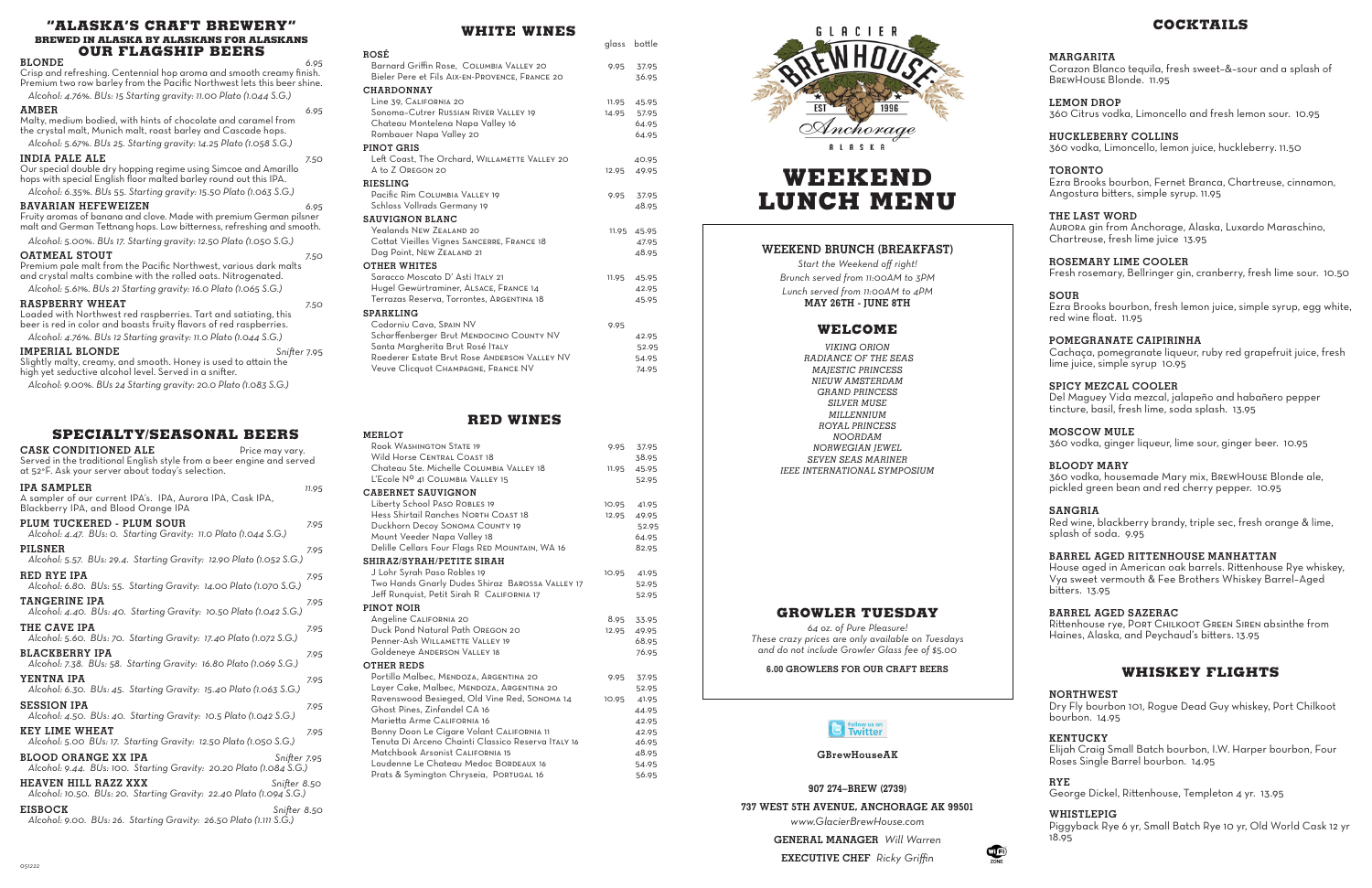# "ALASKA'S CRAFT BREWERY"

## BREWED IN ALASKA BY ALASKANS FOR ALASKANS

## OUR FLAGSHIP BEERS

**BLONDE** 6.95
Crisp and refreshing. Centennial hop aroma and smooth creamy finish. Premium two row barley from the Pacific Northwest lets this beer shine.
*Alcohol: 4.76%. BUs: 15 Starting gravity: 11.00 Plato (1.044 S.G.)*

**AMBER** 6.95
Malty, medium bodied, with hints of chocolate and caramel from the crystal malt, Munich malt, roast barley and Cascade hops.
*Alcohol: 5.67%. BUs 25. Starting gravity: 14.25 Plato (1.058 S.G.)*

**INDIA PALE ALE** 7.50
Our special double dry hopping regime using Simcoe and Amarillo hops with special English floor malted barley round out this IPA.
*Alcohol: 6.35%. BUs 55. Starting gravity: 15.50 Plato (1.063 S.G.)*

**BAVARIAN HEFEWEIZEN** 6.95
Fruity aromas of banana and clove. Made with premium German pilsner malt and German Tettnang hops. Low bitterness, refreshing and smooth.
*Alcohol: 5.00%. BUs 17. Starting gravity: 12.50 Plato (1.050 S.G.)*

**OATMEAL STOUT** 7.50
Premium pale malt from the Pacific Northwest, various dark malts and crystal malts combine with the rolled oats. Nitrogenated.
*Alcohol: 5.61%. BUs 21 Starting gravity: 16.0 Plato (1.065 S.G.)*

**RASPBERRY WHEAT** 7.50
Loaded with Northwest red raspberries. Tart and satiating, this beer is red in color and boasts fruity flavors of red raspberries.
*Alcohol: 4.76%. BUs 12 Starting gravity: 11.0 Plato (1.044 S.G.)*

**IMPERIAL BLONDE** Snifter 7.95
Slightly malty, creamy, and smooth. Honey is used to attain the high yet seductive alcohol level. Served in a snifter.
*Alcohol: 9.00%. BUs 24 Starting gravity: 20.0 Plato (1.083 S.G.)*

## SPECIALTY/SEASONAL BEERS

**CASK CONDITIONED ALE** Price may vary.
Served in the traditional English style from a beer engine and served at 52°F. Ask your server about today's selection.

**IPA SAMPLER** 11.95
A sampler of our current IPA's. IPA, Aurora IPA, Cask IPA, Blackberry IPA, and Blood Orange IPA

**PLUM TUCKERED - PLUM SOUR** 7.95
*Alcohol: 4.47. BUs: 0. Starting Gravity: 11.0 Plato (1.044 S.G.)*

**PILSNER** 7.95
*Alcohol: 5.57. BUs: 29.4. Starting Gravity: 12.90 Plato (1.052 S.G.)*

**RED RYE IPA** 7.95
*Alcohol: 6.80. BUs: 55. Starting Gravity: 14.00 Plato (1.070 S.G.)*

**TANGERINE IPA** 7.95
*Alcohol: 4.40. BUs: 40. Starting Gravity: 10.50 Plato (1.042 S.G.)*

**THE CAVE IPA** 7.95
*Alcohol: 5.60. BUs: 70. Starting Gravity: 17.40 Plato (1.072 S.G.)*

**BLACKBERRY IPA** 7.95
*Alcohol: 7.38. BUs: 58. Starting Gravity: 16.80 Plato (1.069 S.G.)*

**YENTNA IPA** 7.95
*Alcohol: 6.30. BUs: 45. Starting Gravity: 15.40 Plato (1.063 S.G.)*

**SESSION IPA** 7.95
*Alcohol: 4.50. BUs: 40. Starting Gravity: 10.5 Plato (1.042 S.G.)*

**KEY LIME WHEAT** 7.95
*Alcohol: 5.00 BUs: 17. Starting Gravity: 12.50 Plato (1.050 S.G.)*

**BLOOD ORANGE XX IPA** Snifter 7.95
*Alcohol: 9.44. BUs: 100. Starting Gravity: 20.20 Plato (1.084 S.G.)*

**HEAVEN HILL RAZZ XXX** Snifter 8.50
*Alcohol: 10.50. BUs: 20. Starting Gravity: 22.40 Plato (1.094 S.G.)*

**EISBOCK** Snifter 8.50
*Alcohol: 9.00. BUs: 26. Starting Gravity: 26.50 Plato (1.111 S.G.)*

051222

## WHITE WINES

| | glass | bottle |
|---|---|---|
| **ROSÉ** | | |
| Barnard Griffin Rose, Columbia Valley 20 | 9.95 | 37.95 |
| Bieler Pere et Fils Aix-en-Provence, France 20 | | 36.95 |
| **CHARDONNAY** | | |
| Line 39, California 20 | 11.95 | 45.95 |
| Sonoma-Cutrer Russian River Valley 19 | 14.95 | 57.95 |
| Chateau Montelena Napa Valley 16 | | 64.95 |
| Rombauer Napa Valley 20 | | 64.95 |
| **PINOT GRIS** | | |
| Left Coast, The Orchard, Willamette Valley 20 | | 40.95 |
| A to Z Oregon 20 | 12.95 | 49.95 |
| **RIESLING** | | |
| Pacific Rim Columbia Valley 19 | 9.95 | 37.95 |
| Schloss Vollrads Germany 19 | | 48.95 |
| **SAUVIGNON BLANC** | | |
| Yealands New Zealand 20 | 11.95 | 45.95 |
| Cottat Vieilles Vignes Sancerre, France 18 | | 47.95 |
| Dog Point, New Zealand 21 | | 48.95 |
| **OTHER WHITES** | | |
| Saracco Moscato D' Asti Italy 21 | 11.95 | 45.95 |
| Hugel Gewürtraminer, Alsace, France 14 | | 42.95 |
| Terrazas Reserva, Torrontes, Argentina 18 | | 45.95 |
| **SPARKLING** | | |
| Codorniu Cava, Spain NV | 9.95 | |
| Scharffenberger Brut Mendocino County NV | | 42.95 |
| Santa Margherita Brut Rosé Italy | | 52.95 |
| Roederer Estate Brut Rose Anderson Valley NV | | 54.95 |
| Veuve Clicquot Champagne, France NV | | 74.95 |

## RED WINES

| | glass | bottle |
|---|---|---|
| **MERLOT** | | |
| Rook Washington State 19 | 9.95 | 37.95 |
| Wild Horse Central Coast 18 | | 38.95 |
| Chateau Ste. Michelle Columbia Valley 18 | 11.95 | 45.95 |
| L'Ecole Nº 41 Columbia Valley 15 | | 52.95 |
| **CABERNET SAUVIGNON** | | |
| Liberty School Paso Robles 19 | 10.95 | 41.95 |
| Hess Shirtail Ranches North Coast 18 | 12.95 | 49.95 |
| Duckhorn Decoy Sonoma County 19 | | 52.95 |
| Mount Veeder Napa Valley 18 | | 64.95 |
| Delille Cellars Four Flags Red Mountain, WA 16 | | 82.95 |
| **SHIRAZ/SYRAH/PETITE SIRAH** | | |
| J Lohr Syrah Paso Robles 19 | 10.95 | 41.95 |
| Two Hands Gnarly Dudes Shiraz Barossa Valley 17 | | 52.95 |
| Jeff Runquist, Petit Sirah R California 17 | | 52.95 |
| **PINOT NOIR** | | |
| Angeline California 20 | 8.95 | 33.95 |
| Duck Pond Natural Path Oregon 20 | 12.95 | 49.95 |
| Penner-Ash Willamette Valley 19 | | 68.95 |
| Goldeneye Anderson Valley 18 | | 76.95 |
| **OTHER REDS** | | |
| Portillo Malbec, Mendoza, Argentina 20 | 9.95 | 37.95 |
| Layer Cake, Malbec, Mendoza, Argentina 20 | | 52.95 |
| Ravenswood Besieged, Old Vine Red, Sonoma 14 | 10.95 | 41.95 |
| Ghost Pines, Zinfandel CA 16 | | 44.95 |
| Marietta Arme California 16 | | 42.95 |
| Bonny Doon Le Cigare Volant California 11 | | 42.95 |
| Tenuta Di Arceno Chainti Classico Reserva Italy 16 | | 46.95 |
| Matchbook Arsonist California 15 | | 48.95 |
| Loudenne Le Chateau Medoc Bordeaux 16 | | 54.95 |
| Prats & Symington Chryseia, Portugal 16 | | 56.95 |

GLACIER BREWHOUSE
EST 1996
Anchorage
ALASKA

# WEEKEND LUNCH MENU

### WEEKEND BRUNCH (BREAKFAST)

*Start the Weekend off right!*
*Brunch served from 11:00AM to 3PM*
*Lunch served from 11:00AM to 4PM*
**MAY 26TH - JUNE 8TH**

## WELCOME

*VIKING ORION*
*RADIANCE OF THE SEAS*
*MAJESTIC PRINCESS*
*NIEUW AMSTERDAM*
*GRAND PRINCESS*
*SILVER MUSE*
*MILLENNIUM*
*ROYAL PRINCESS*
*NOORDAM*
*NORWEGIAN JEWEL*
*SEVEN SEAS MARINER*
*IEEE INTERNATIONAL SYMPOSIUM*

## GROWLER TUESDAY

*64 oz. of Pure Pleasure!*
*These crazy prices are only available on Tuesdays and do not include Growler Glass fee of $5.00*

**6.00 GROWLERS FOR OUR CRAFT BEERS**

Follow us on Twitter

**GBrewHouseAK**

**907 274–BREW (2739)**

**737 WEST 5TH AVENUE, ANCHORAGE AK 99501**

*www.GlacierBrewHouse.com*

**GENERAL MANAGER** *Will Warren*

**EXECUTIVE CHEF** *Ricky Griffin*

WiFi ZONE

## COCKTAILS

**MARGARITA**
Corazon Blanco tequila, fresh sweet–&–sour and a splash of BrewHouse Blonde. 11.95

**LEMON DROP**
360 Citrus vodka, Limoncello and fresh lemon sour. 10.95

**HUCKLEBERRY COLLINS**
360 vodka, Limoncello, lemon juice, huckleberry. 11.50

**TORONTO**
Ezra Brooks bourbon, Fernet Branca, Chartreuse, cinnamon, Angostura bitters, simple syrup. 11.95

**THE LAST WORD**
Aurora gin from Anchorage, Alaska, Luxardo Maraschino, Chartreuse, fresh lime juice 13.95

**ROSEMARY LIME COOLER**
Fresh rosemary, Bellringer gin, cranberry, fresh lime sour. 10.50

**SOUR**
Ezra Brooks bourbon, fresh lemon juice, simple syrup, egg white, red wine float. 11.95

**POMEGRANATE CAIPIRINHA**
Cachaça, pomegranate liqueur, ruby red grapefruit juice, fresh lime juice, simple syrup 10.95

**SPICY MEZCAL COOLER**
Del Maguey Vida mezcal, jalapeño and habañero pepper tincture, basil, fresh lime, soda splash. 13.95

**MOSCOW MULE**
360 vodka, ginger liqueur, lime sour, ginger beer. 10.95

**BLOODY MARY**
360 vodka, housemade Mary mix, BrewHouse Blonde ale, pickled green bean and red cherry pepper. 10.95

**SANGRIA**
Red wine, blackberry brandy, triple sec, fresh orange & lime, splash of soda. 9.95

**BARREL AGED RITTENHOUSE MANHATTAN**
House aged in American oak barrels. Rittenhouse Rye whiskey, Vya sweet vermouth & Fee Brothers Whiskey Barrel–Aged bitters. 13.95

**BARREL AGED SAZERAC**
Rittenhouse rye, Port Chilkoot Green Siren absinthe from Haines, Alaska, and Peychaud's bitters. 13.95

## WHISKEY FLIGHTS

**NORTHWEST**
Dry Fly bourbon 101, Rogue Dead Guy whiskey, Port Chilkoot bourbon. 14.95

**KENTUCKY**
Elijah Craig Small Batch bourbon, I.W. Harper bourbon, Four Roses Single Barrel bourbon. 14.95

**RYE**
George Dickel, Rittenhouse, Templeton 4 yr. 13.95

**WHISTLEPIG**
Piggyback Rye 6 yr, Small Batch Rye 10 yr, Old World Cask 12 yr 18.95